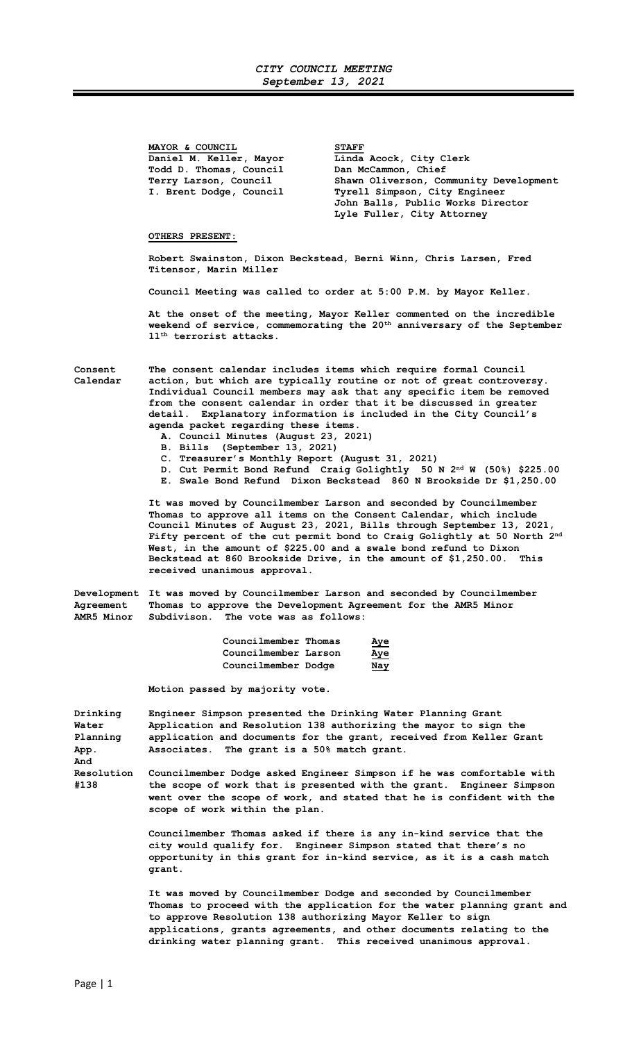# CITY COUNCIL MEETING
## September 13, 2021

| MAYOR & COUNCIL | STAFF |
|---|---|
| Daniel M. Keller, Mayor | Linda Acock, City Clerk |
| Todd D. Thomas, Council | Dan McCammon, Chief |
| Terry Larson, Council | Shawn Oliverson, Community Development |
| I. Brent Dodge, Council | Tyrell Simpson, City Engineer |
| | John Balls, Public Works Director |
| | Lyle Fuller, City Attorney |

**OTHERS PRESENT:**

Robert Swainston, Dixon Beckstead, Berni Winn, Chris Larsen, Fred Titensor, Marin Miller

Council Meeting was called to order at 5:00 P.M. by Mayor Keller.

At the onset of the meeting, Mayor Keller commented on the incredible weekend of service, commemorating the 20th anniversary of the September 11th terrorist attacks.

**Consent Calendar**

The consent calendar includes items which require formal Council action, but which are typically routine or not of great controversy. Individual Council members may ask that any specific item be removed from the consent calendar in order that it be discussed in greater detail. Explanatory information is included in the City Council's agenda packet regarding these items.

A. Council Minutes (August 23, 2021)
B. Bills (September 13, 2021)
C. Treasurer's Monthly Report (August 31, 2021)
D. Cut Permit Bond Refund Craig Golightly 50 N 2nd W (50%) $225.00
E. Swale Bond Refund Dixon Beckstead 860 N Brookside Dr $1,250.00

It was moved by Councilmember Larson and seconded by Councilmember Thomas to approve all items on the Consent Calendar, which include Council Minutes of August 23, 2021, Bills through September 13, 2021, Fifty percent of the cut permit bond to Craig Golightly at 50 North 2nd West, in the amount of $225.00 and a swale bond refund to Dixon Beckstead at 860 Brookside Drive, in the amount of $1,250.00. This received unanimous approval.

**Development Agreement AMR5 Minor**

It was moved by Councilmember Larson and seconded by Councilmember Thomas to approve the Development Agreement for the AMR5 Minor Subdivison. The vote was as follows:

| | |
|---|---|
| Councilmember Thomas | Aye |
| Councilmember Larson | Aye |
| Councilmember Dodge | Nay |

Motion passed by majority vote.

**Drinking Water Planning App. And Resolution #138**

Engineer Simpson presented the Drinking Water Planning Grant Application and Resolution 138 authorizing the mayor to sign the application and documents for the grant, received from Keller Grant Associates. The grant is a 50% match grant.

Councilmember Dodge asked Engineer Simpson if he was comfortable with the scope of work that is presented with the grant. Engineer Simpson went over the scope of work, and stated that he is confident with the scope of work within the plan.

Councilmember Thomas asked if there is any in-kind service that the city would qualify for. Engineer Simpson stated that there's no opportunity in this grant for in-kind service, as it is a cash match grant.

It was moved by Councilmember Dodge and seconded by Councilmember Thomas to proceed with the application for the water planning grant and to approve Resolution 138 authorizing Mayor Keller to sign applications, grants agreements, and other documents relating to the drinking water planning grant. This received unanimous approval.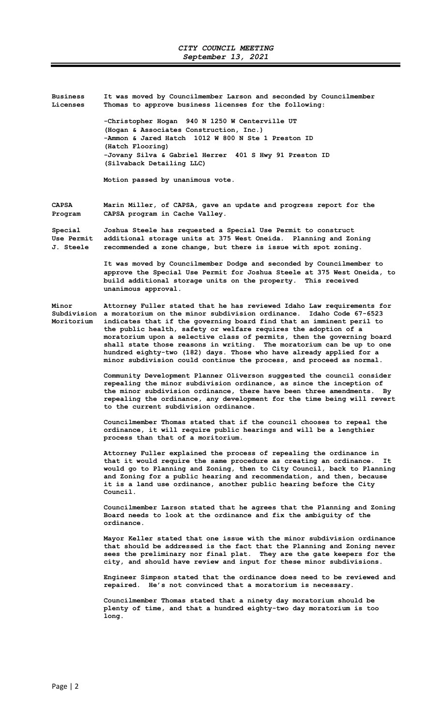**Business Licenses**

It was moved by Councilmember Larson and seconded by Councilmember Thomas to approve business licenses for the following:

-Christopher Hogan 940 N 1250 W Centerville UT
(Hogan & Associates Construction, Inc.)
-Ammon & Jared Hatch 1012 W 800 N Ste 1 Preston ID
(Hatch Flooring)
-Jovany Silva & Gabriel Herrer 401 S Hwy 91 Preston ID
(Silvaback Detailing LLC)

Motion passed by unanimous vote.

**CAPSA Program**

Marin Miller, of CAPSA, gave an update and progress report for the CAPSA program in Cache Valley.

**Special Use Permit J. Steele**

Joshua Steele has requested a Special Use Permit to construct additional storage units at 375 West Oneida. Planning and Zoning recommended a zone change, but there is issue with spot zoning.

It was moved by Councilmember Dodge and seconded by Councilmember to approve the Special Use Permit for Joshua Steele at 375 West Oneida, to build additional storage units on the property. This received unanimous approval.

**Minor Subdivision Moritorium**

Attorney Fuller stated that he has reviewed Idaho Law requirements for a moratorium on the minor subdivision ordinance. Idaho Code 67-6523 indicates that if the governing board find that an imminent peril to the public health, safety or welfare requires the adoption of a moratorium upon a selective class of permits, then the governing board shall state those reasons in writing. The moratorium can be up to one hundred eighty-two (182) days. Those who have already applied for a minor subdivision could continue the process, and proceed as normal.

Community Development Planner Oliverson suggested the council consider repealing the minor subdivision ordinance, as since the inception of the minor subdivision ordinance, there have been three amendments. By repealing the ordinance, any development for the time being will revert to the current subdivision ordinance.

Councilmember Thomas stated that if the council chooses to repeal the ordinance, it will require public hearings and will be a lengthier process than that of a moritorium.

Attorney Fuller explained the process of repealing the ordinance in that it would require the same procedure as creating an ordinance. It would go to Planning and Zoning, then to City Council, back to Planning and Zoning for a public hearing and recommendation, and then, because it is a land use ordinance, another public hearing before the City Council.

Councilmember Larson stated that he agrees that the Planning and Zoning Board needs to look at the ordinance and fix the ambiguity of the ordinance.

Mayor Keller stated that one issue with the minor subdivision ordinance that should be addressed is the fact that the Planning and Zoning never sees the preliminary nor final plat. They are the gate keepers for the city, and should have review and input for these minor subdivisions.

Engineer Simpson stated that the ordinance does need to be reviewed and repaired. He's not convinced that a moratorium is necessary.

Councilmember Thomas stated that a ninety day moratorium should be plenty of time, and that a hundred eighty-two day moratorium is too long.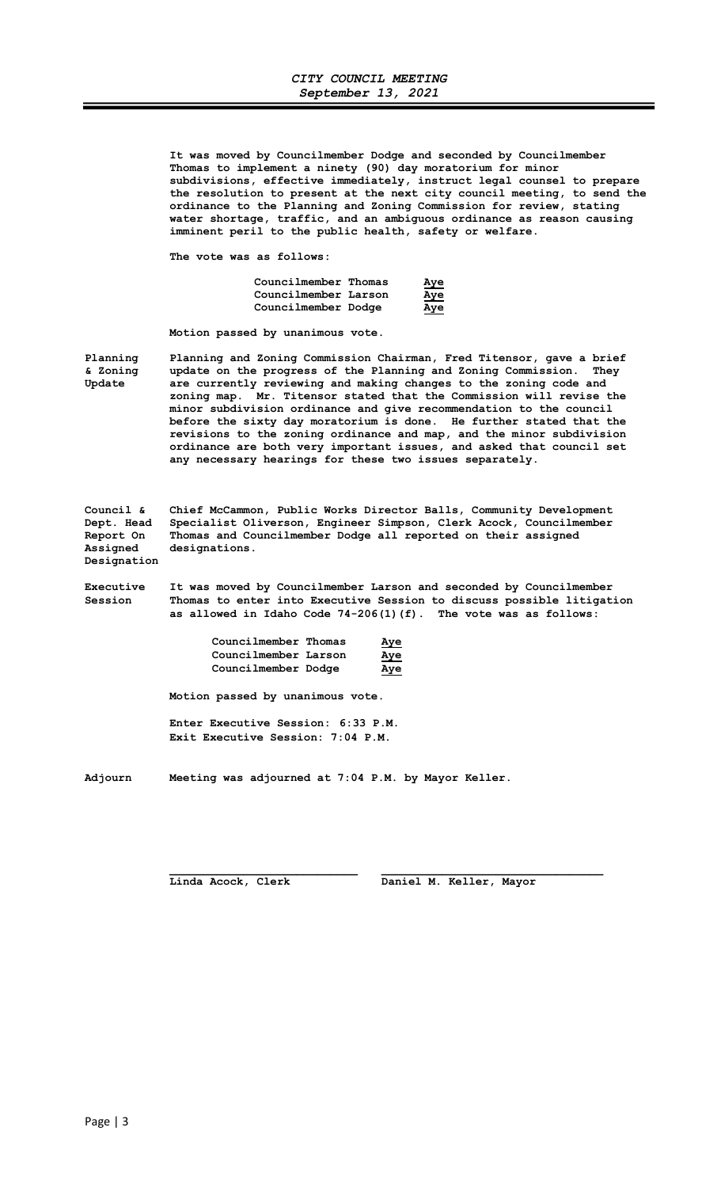It was moved by Councilmember Dodge and seconded by Councilmember Thomas to implement a ninety (90) day moratorium for minor subdivisions, effective immediately, instruct legal counsel to prepare the resolution to present at the next city council meeting, to send the ordinance to the Planning and Zoning Commission for review, stating water shortage, traffic, and an ambiguous ordinance as reason causing imminent peril to the public health, safety or welfare.

The vote was as follows:

| | |
|---|---|
| Councilmember Thomas | Aye |
| Councilmember Larson | Aye |
| Councilmember Dodge | Aye |

Motion passed by unanimous vote.

**Planning & Zoning Update** Planning and Zoning Commission Chairman, Fred Titensor, gave a brief update on the progress of the Planning and Zoning Commission. They are currently reviewing and making changes to the zoning code and zoning map. Mr. Titensor stated that the Commission will revise the minor subdivision ordinance and give recommendation to the council before the sixty day moratorium is done. He further stated that the revisions to the zoning ordinance and map, and the minor subdivision ordinance are both very important issues, and asked that council set any necessary hearings for these two issues separately.

**Council & Dept. Head Report On Assigned Designation** Chief McCammon, Public Works Director Balls, Community Development Specialist Oliverson, Engineer Simpson, Clerk Acock, Councilmember Thomas and Councilmember Dodge all reported on their assigned designations.

**Executive Session** It was moved by Councilmember Larson and seconded by Councilmember Thomas to enter into Executive Session to discuss possible litigation as allowed in Idaho Code 74-206(1)(f). The vote was as follows:

| | |
|---|---|
| Councilmember Thomas | Aye |
| Councilmember Larson | Aye |
| Councilmember Dodge | Aye |

Motion passed by unanimous vote.

Enter Executive Session: 6:33 P.M.
Exit Executive Session: 7:04 P.M.

**Adjourn** Meeting was adjourned at 7:04 P.M. by Mayor Keller.

\_\_\_\_\_\_\_\_\_\_\_\_\_\_\_\_\_\_\_\_\_\_\_\_\_\_ \_\_\_\_\_\_\_\_\_\_\_\_\_\_\_\_\_\_\_\_\_\_\_\_\_\_\_\_\_\_\_

Linda Acock, Clerk Daniel M. Keller, Mayor